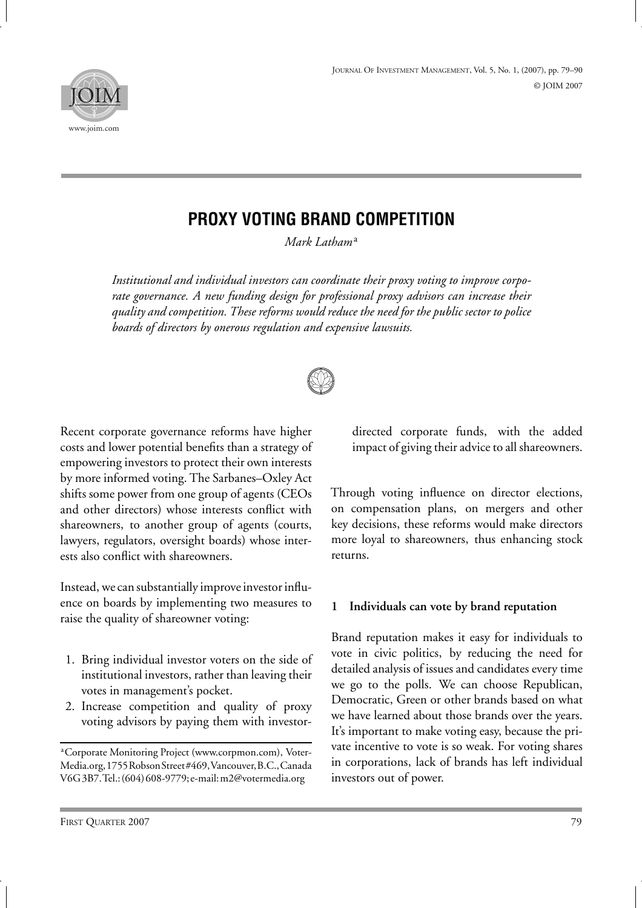# PROXY VOTING BRAND COMPETITION

*Mark Latham*[a]

*Institutional and individual investors can coordinate their proxy voting to improve corporate governance. A new funding design for professional proxy advisors can increase their quality and competition. These reforms would reduce the need for the public sector to police boards of directors by onerous regulation and expensive lawsuits.*

Recent corporate governance reforms have higher costs and lower potential benefits than a strategy of empowering investors to protect their own interests by more informed voting. The Sarbanes–Oxley Act shifts some power from one group of agents (CEOs and other directors) whose interests conflict with shareowners, to another group of agents (courts, lawyers, regulators, oversight boards) whose interests also conflict with shareowners.

Instead, we can substantially improve investor influence on boards by implementing two measures to raise the quality of shareowner voting:

1. Bring individual investor voters on the side of institutional investors, rather than leaving their votes in management's pocket.
2. Increase competition and quality of proxy voting advisors by paying them with investor-directed corporate funds, with the added impact of giving their advice to all shareowners.

Through voting influence on director elections, on compensation plans, on mergers and other key decisions, these reforms would make directors more loyal to shareowners, thus enhancing stock returns.

## 1 Individuals can vote by brand reputation

Brand reputation makes it easy for individuals to vote in civic politics, by reducing the need for detailed analysis of issues and candidates every time we go to the polls. We can choose Republican, Democratic, Green or other brands based on what we have learned about those brands over the years. It's important to make voting easy, because the private incentive to vote is so weak. For voting shares in corporations, lack of brands has left individual investors out of power.

[a]Corporate Monitoring Project (www.corpmon.com), VoterMedia.org, 1755 Robson Street #469, Vancouver, B.C., Canada V6G 3B7. Tel.: (604) 608-9779; e-mail: m2@votermedia.org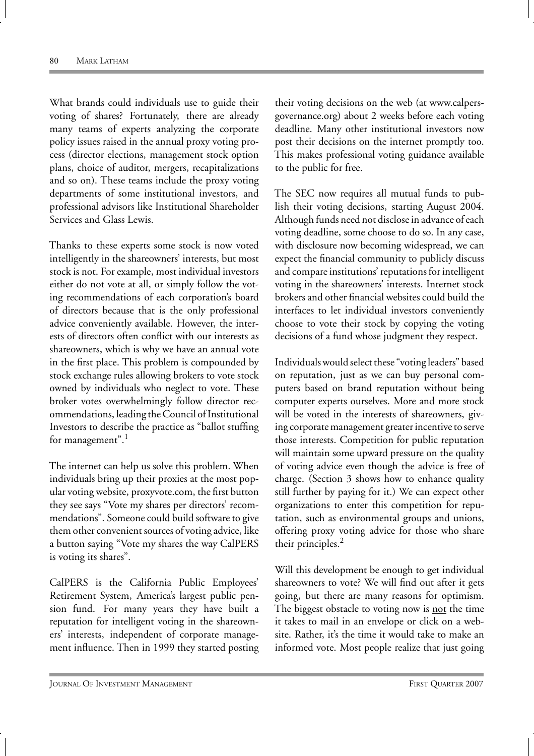What brands could individuals use to guide their voting of shares? Fortunately, there are already many teams of experts analyzing the corporate policy issues raised in the annual proxy voting process (director elections, management stock option plans, choice of auditor, mergers, recapitalizations and so on). These teams include the proxy voting departments of some institutional investors, and professional advisors like Institutional Shareholder Services and Glass Lewis.

Thanks to these experts some stock is now voted intelligently in the shareowners' interests, but most stock is not. For example, most individual investors either do not vote at all, or simply follow the voting recommendations of each corporation's board of directors because that is the only professional advice conveniently available. However, the interests of directors often conflict with our interests as shareowners, which is why we have an annual vote in the first place. This problem is compounded by stock exchange rules allowing brokers to vote stock owned by individuals who neglect to vote. These broker votes overwhelmingly follow director recommendations, leading the Council of Institutional Investors to describe the practice as "ballot stuffing for management".[1]

The internet can help us solve this problem. When individuals bring up their proxies at the most popular voting website, proxyvote.com, the first button they see says "Vote my shares per directors' recommendations". Someone could build software to give them other convenient sources of voting advice, like a button saying "Vote my shares the way CalPERS is voting its shares".

CalPERS is the California Public Employees' Retirement System, America's largest public pension fund. For many years they have built a reputation for intelligent voting in the shareowners' interests, independent of corporate management influence. Then in 1999 they started posting their voting decisions on the web (at www.calpers-governance.org) about 2 weeks before each voting deadline. Many other institutional investors now post their decisions on the internet promptly too. This makes professional voting guidance available to the public for free.

The SEC now requires all mutual funds to publish their voting decisions, starting August 2004. Although funds need not disclose in advance of each voting deadline, some choose to do so. In any case, with disclosure now becoming widespread, we can expect the financial community to publicly discuss and compare institutions' reputations for intelligent voting in the shareowners' interests. Internet stock brokers and other financial websites could build the interfaces to let individual investors conveniently choose to vote their stock by copying the voting decisions of a fund whose judgment they respect.

Individuals would select these "voting leaders" based on reputation, just as we can buy personal computers based on brand reputation without being computer experts ourselves. More and more stock will be voted in the interests of shareowners, giving corporate management greater incentive to serve those interests. Competition for public reputation will maintain some upward pressure on the quality of voting advice even though the advice is free of charge. (Section 3 shows how to enhance quality still further by paying for it.) We can expect other organizations to enter this competition for reputation, such as environmental groups and unions, offering proxy voting advice for those who share their principles.[2]

Will this development be enough to get individual shareowners to vote? We will find out after it gets going, but there are many reasons for optimism. The biggest obstacle to voting now is <u>not</u> the time it takes to mail in an envelope or click on a website. Rather, it's the time it would take to make an informed vote. Most people realize that just going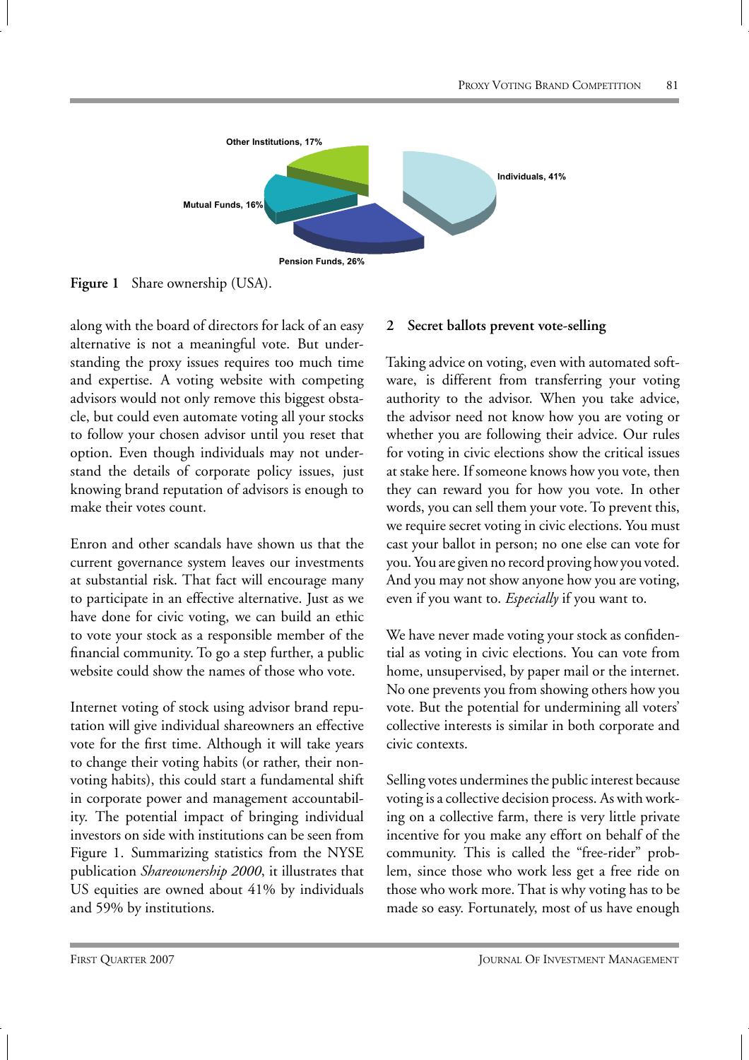Other Institutions, 17%

Individuals, 41%

Mutual Funds, 16%

Pension Funds, 26%

**Figure 1** Share ownership (USA).

along with the board of directors for lack of an easy alternative is not a meaningful vote. But understanding the proxy issues requires too much time and expertise. A voting website with competing advisors would not only remove this biggest obstacle, but could even automate voting all your stocks to follow your chosen advisor until you reset that option. Even though individuals may not understand the details of corporate policy issues, just knowing brand reputation of advisors is enough to make their votes count.

Enron and other scandals have shown us that the current governance system leaves our investments at substantial risk. That fact will encourage many to participate in an effective alternative. Just as we have done for civic voting, we can build an ethic to vote your stock as a responsible member of the financial community. To go a step further, a public website could show the names of those who vote.

Internet voting of stock using advisor brand reputation will give individual shareowners an effective vote for the first time. Although it will take years to change their voting habits (or rather, their non-voting habits), this could start a fundamental shift in corporate power and management accountability. The potential impact of bringing individual investors on side with institutions can be seen from Figure 1. Summarizing statistics from the NYSE publication *Shareownership 2000*, it illustrates that US equities are owned about 41% by individuals and 59% by institutions.

## 2 Secret ballots prevent vote-selling

Taking advice on voting, even with automated software, is different from transferring your voting authority to the advisor. When you take advice, the advisor need not know how you are voting or whether you are following their advice. Our rules for voting in civic elections show the critical issues at stake here. If someone knows how you vote, then they can reward you for how you vote. In other words, you can sell them your vote. To prevent this, we require secret voting in civic elections. You must cast your ballot in person; no one else can vote for you. You are given no record proving how you voted. And you may not show anyone how you are voting, even if you want to. *Especially* if you want to.

We have never made voting your stock as confidential as voting in civic elections. You can vote from home, unsupervised, by paper mail or the internet. No one prevents you from showing others how you vote. But the potential for undermining all voters' collective interests is similar in both corporate and civic contexts.

Selling votes undermines the public interest because voting is a collective decision process. As with working on a collective farm, there is very little private incentive for you make any effort on behalf of the community. This is called the "free-rider" problem, since those who work less get a free ride on those who work more. That is why voting has to be made so easy. Fortunately, most of us have enough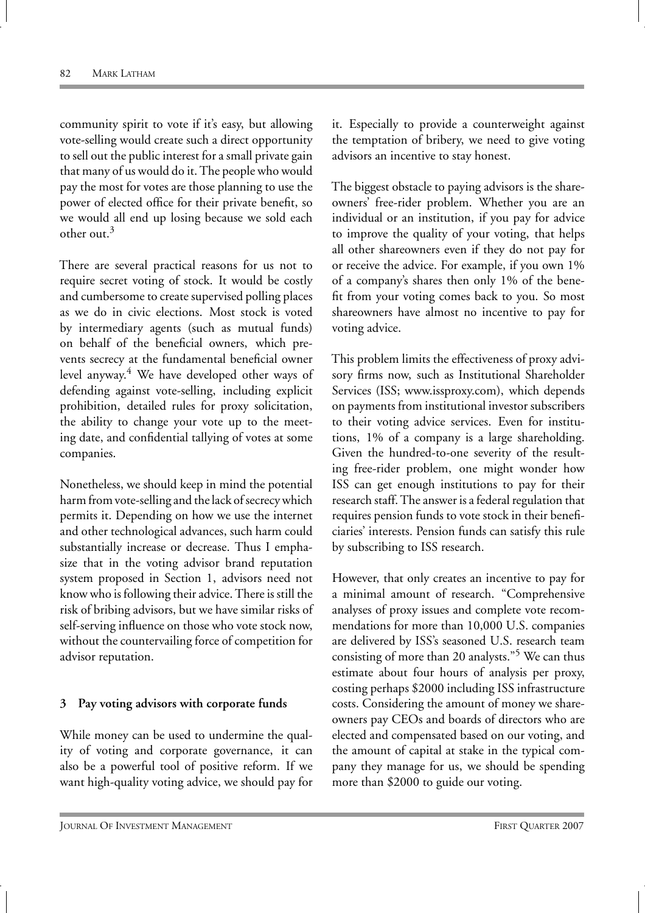community spirit to vote if it's easy, but allowing vote-selling would create such a direct opportunity to sell out the public interest for a small private gain that many of us would do it. The people who would pay the most for votes are those planning to use the power of elected office for their private benefit, so we would all end up losing because we sold each other out.[3]

There are several practical reasons for us not to require secret voting of stock. It would be costly and cumbersome to create supervised polling places as we do in civic elections. Most stock is voted by intermediary agents (such as mutual funds) on behalf of the beneficial owners, which prevents secrecy at the fundamental beneficial owner level anyway.[4] We have developed other ways of defending against vote-selling, including explicit prohibition, detailed rules for proxy solicitation, the ability to change your vote up to the meeting date, and confidential tallying of votes at some companies.

Nonetheless, we should keep in mind the potential harm from vote-selling and the lack of secrecy which permits it. Depending on how we use the internet and other technological advances, such harm could substantially increase or decrease. Thus I emphasize that in the voting advisor brand reputation system proposed in Section 1, advisors need not know who is following their advice. There is still the risk of bribing advisors, but we have similar risks of self-serving influence on those who vote stock now, without the countervailing force of competition for advisor reputation.

## 3 Pay voting advisors with corporate funds

While money can be used to undermine the quality of voting and corporate governance, it can also be a powerful tool of positive reform. If we want high-quality voting advice, we should pay for it. Especially to provide a counterweight against the temptation of bribery, we need to give voting advisors an incentive to stay honest.

The biggest obstacle to paying advisors is the shareowners' free-rider problem. Whether you are an individual or an institution, if you pay for advice to improve the quality of your voting, that helps all other shareowners even if they do not pay for or receive the advice. For example, if you own 1% of a company's shares then only 1% of the benefit from your voting comes back to you. So most shareowners have almost no incentive to pay for voting advice.

This problem limits the effectiveness of proxy advisory firms now, such as Institutional Shareholder Services (ISS; www.issproxy.com), which depends on payments from institutional investor subscribers to their voting advice services. Even for institutions, 1% of a company is a large shareholding. Given the hundred-to-one severity of the resulting free-rider problem, one might wonder how ISS can get enough institutions to pay for their research staff. The answer is a federal regulation that requires pension funds to vote stock in their beneficiaries' interests. Pension funds can satisfy this rule by subscribing to ISS research.

However, that only creates an incentive to pay for a minimal amount of research. "Comprehensive analyses of proxy issues and complete vote recommendations for more than 10,000 U.S. companies are delivered by ISS's seasoned U.S. research team consisting of more than 20 analysts."[5] We can thus estimate about four hours of analysis per proxy, costing perhaps \$2000 including ISS infrastructure costs. Considering the amount of money we shareowners pay CEOs and boards of directors who are elected and compensated based on our voting, and the amount of capital at stake in the typical company they manage for us, we should be spending more than \$2000 to guide our voting.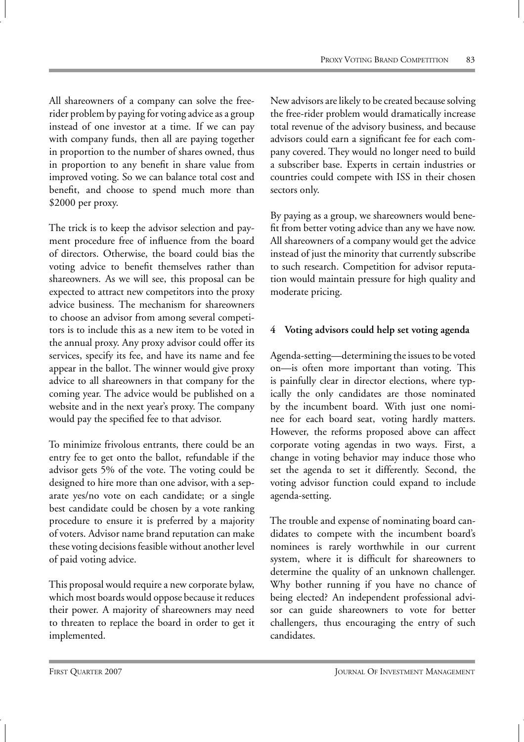All shareowners of a company can solve the free-rider problem by paying for voting advice as a group instead of one investor at a time. If we can pay with company funds, then all are paying together in proportion to the number of shares owned, thus in proportion to any benefit in share value from improved voting. So we can balance total cost and benefit, and choose to spend much more than $2000 per proxy.

The trick is to keep the advisor selection and payment procedure free of influence from the board of directors. Otherwise, the board could bias the voting advice to benefit themselves rather than shareowners. As we will see, this proposal can be expected to attract new competitors into the proxy advice business. The mechanism for shareowners to choose an advisor from among several competitors is to include this as a new item to be voted in the annual proxy. Any proxy advisor could offer its services, specify its fee, and have its name and fee appear in the ballot. The winner would give proxy advice to all shareowners in that company for the coming year. The advice would be published on a website and in the next year's proxy. The company would pay the specified fee to that advisor.

To minimize frivolous entrants, there could be an entry fee to get onto the ballot, refundable if the advisor gets 5% of the vote. The voting could be designed to hire more than one advisor, with a separate yes/no vote on each candidate; or a single best candidate could be chosen by a vote ranking procedure to ensure it is preferred by a majority of voters. Advisor name brand reputation can make these voting decisions feasible without another level of paid voting advice.

This proposal would require a new corporate bylaw, which most boards would oppose because it reduces their power. A majority of shareowners may need to threaten to replace the board in order to get it implemented.

New advisors are likely to be created because solving the free-rider problem would dramatically increase total revenue of the advisory business, and because advisors could earn a significant fee for each company covered. They would no longer need to build a subscriber base. Experts in certain industries or countries could compete with ISS in their chosen sectors only.

By paying as a group, we shareowners would benefit from better voting advice than any we have now. All shareowners of a company would get the advice instead of just the minority that currently subscribe to such research. Competition for advisor reputation would maintain pressure for high quality and moderate pricing.

## 4 Voting advisors could help set voting agenda

Agenda-setting—determining the issues to be voted on—is often more important than voting. This is painfully clear in director elections, where typically the only candidates are those nominated by the incumbent board. With just one nominee for each board seat, voting hardly matters. However, the reforms proposed above can affect corporate voting agendas in two ways. First, a change in voting behavior may induce those who set the agenda to set it differently. Second, the voting advisor function could expand to include agenda-setting.

The trouble and expense of nominating board candidates to compete with the incumbent board's nominees is rarely worthwhile in our current system, where it is difficult for shareowners to determine the quality of an unknown challenger. Why bother running if you have no chance of being elected? An independent professional advisor can guide shareowners to vote for better challengers, thus encouraging the entry of such candidates.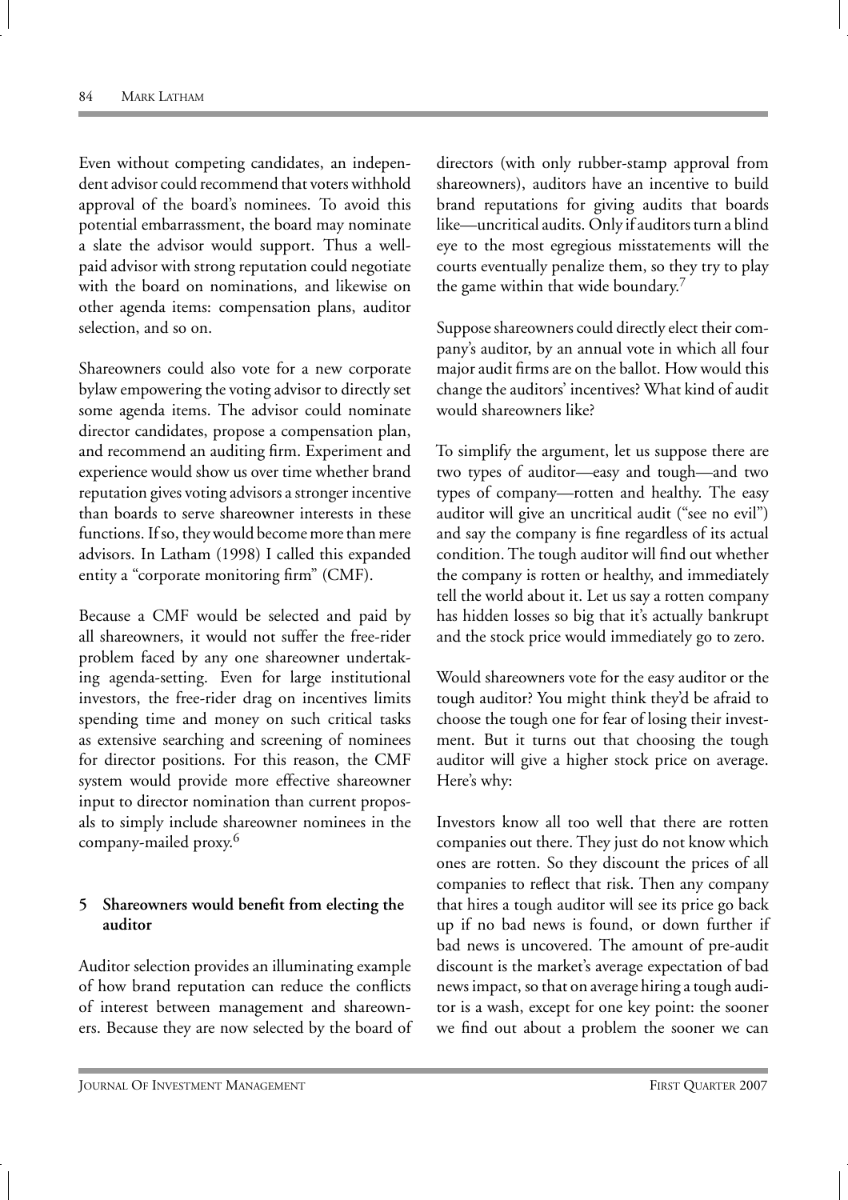Even without competing candidates, an independent advisor could recommend that voters withhold approval of the board's nominees. To avoid this potential embarrassment, the board may nominate a slate the advisor would support. Thus a well-paid advisor with strong reputation could negotiate with the board on nominations, and likewise on other agenda items: compensation plans, auditor selection, and so on.

Shareowners could also vote for a new corporate bylaw empowering the voting advisor to directly set some agenda items. The advisor could nominate director candidates, propose a compensation plan, and recommend an auditing firm. Experiment and experience would show us over time whether brand reputation gives voting advisors a stronger incentive than boards to serve shareowner interests in these functions. If so, they would become more than mere advisors. In Latham (1998) I called this expanded entity a "corporate monitoring firm" (CMF).

Because a CMF would be selected and paid by all shareowners, it would not suffer the free-rider problem faced by any one shareowner undertaking agenda-setting. Even for large institutional investors, the free-rider drag on incentives limits spending time and money on such critical tasks as extensive searching and screening of nominees for director positions. For this reason, the CMF system would provide more effective shareowner input to director nomination than current proposals to simply include shareowner nominees in the company-mailed proxy.[6]

## 5 Shareowners would benefit from electing the auditor

Auditor selection provides an illuminating example of how brand reputation can reduce the conflicts of interest between management and shareowners. Because they are now selected by the board of directors (with only rubber-stamp approval from shareowners), auditors have an incentive to build brand reputations for giving audits that boards like—uncritical audits. Only if auditors turn a blind eye to the most egregious misstatements will the courts eventually penalize them, so they try to play the game within that wide boundary.[7]

Suppose shareowners could directly elect their company's auditor, by an annual vote in which all four major audit firms are on the ballot. How would this change the auditors' incentives? What kind of audit would shareowners like?

To simplify the argument, let us suppose there are two types of auditor—easy and tough—and two types of company—rotten and healthy. The easy auditor will give an uncritical audit ("see no evil") and say the company is fine regardless of its actual condition. The tough auditor will find out whether the company is rotten or healthy, and immediately tell the world about it. Let us say a rotten company has hidden losses so big that it's actually bankrupt and the stock price would immediately go to zero.

Would shareowners vote for the easy auditor or the tough auditor? You might think they'd be afraid to choose the tough one for fear of losing their investment. But it turns out that choosing the tough auditor will give a higher stock price on average. Here's why:

Investors know all too well that there are rotten companies out there. They just do not know which ones are rotten. So they discount the prices of all companies to reflect that risk. Then any company that hires a tough auditor will see its price go back up if no bad news is found, or down further if bad news is uncovered. The amount of pre-audit discount is the market's average expectation of bad news impact, so that on average hiring a tough auditor is a wash, except for one key point: the sooner we find out about a problem the sooner we can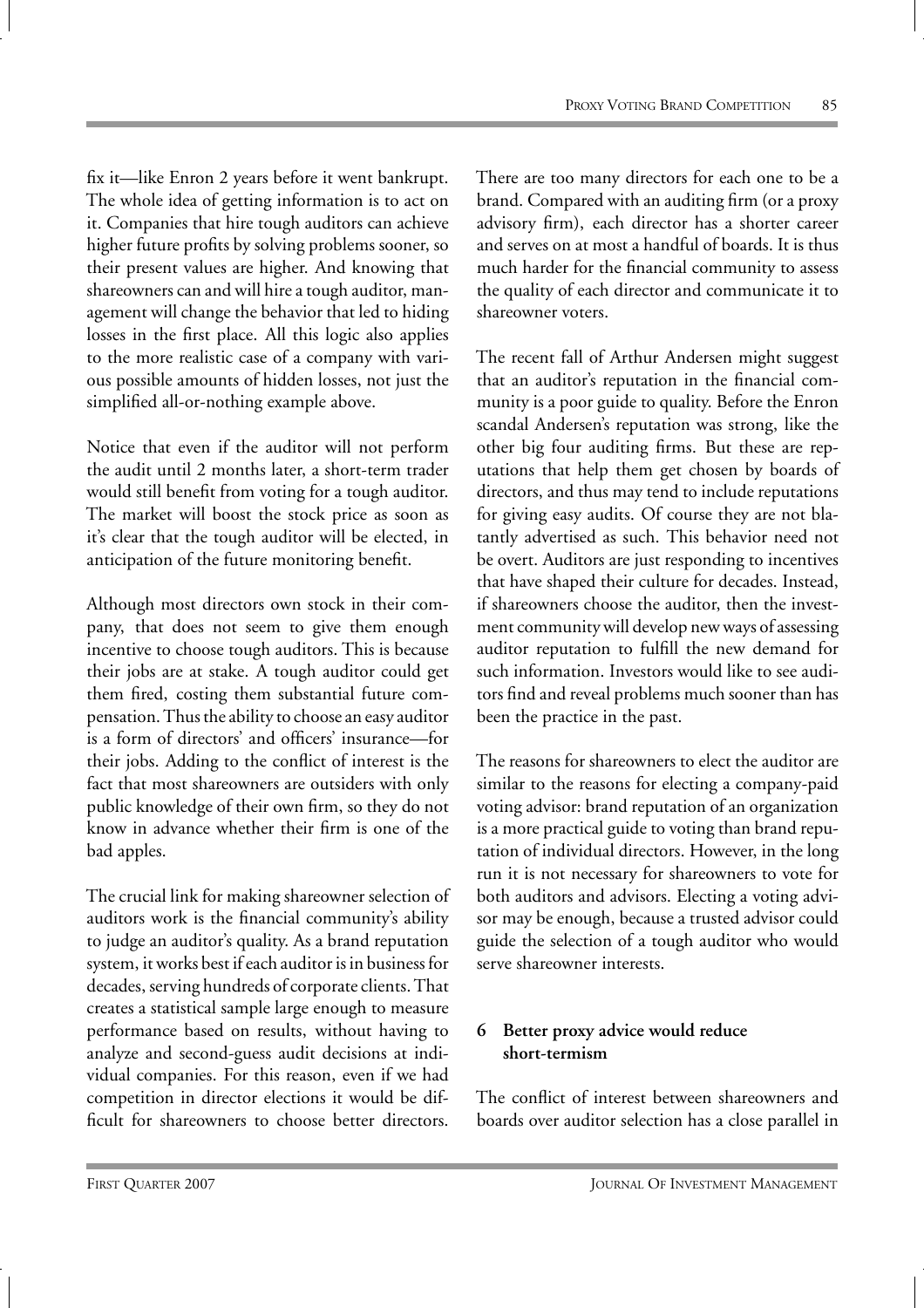fix it—like Enron 2 years before it went bankrupt. The whole idea of getting information is to act on it. Companies that hire tough auditors can achieve higher future profits by solving problems sooner, so their present values are higher. And knowing that shareowners can and will hire a tough auditor, management will change the behavior that led to hiding losses in the first place. All this logic also applies to the more realistic case of a company with various possible amounts of hidden losses, not just the simplified all-or-nothing example above.

Notice that even if the auditor will not perform the audit until 2 months later, a short-term trader would still benefit from voting for a tough auditor. The market will boost the stock price as soon as it's clear that the tough auditor will be elected, in anticipation of the future monitoring benefit.

Although most directors own stock in their company, that does not seem to give them enough incentive to choose tough auditors. This is because their jobs are at stake. A tough auditor could get them fired, costing them substantial future compensation. Thus the ability to choose an easy auditor is a form of directors' and officers' insurance—for their jobs. Adding to the conflict of interest is the fact that most shareowners are outsiders with only public knowledge of their own firm, so they do not know in advance whether their firm is one of the bad apples.

The crucial link for making shareowner selection of auditors work is the financial community's ability to judge an auditor's quality. As a brand reputation system, it works best if each auditor is in business for decades, serving hundreds of corporate clients. That creates a statistical sample large enough to measure performance based on results, without having to analyze and second-guess audit decisions at individual companies. For this reason, even if we had competition in director elections it would be difficult for shareowners to choose better directors. There are too many directors for each one to be a brand. Compared with an auditing firm (or a proxy advisory firm), each director has a shorter career and serves on at most a handful of boards. It is thus much harder for the financial community to assess the quality of each director and communicate it to shareowner voters.

The recent fall of Arthur Andersen might suggest that an auditor's reputation in the financial community is a poor guide to quality. Before the Enron scandal Andersen's reputation was strong, like the other big four auditing firms. But these are reputations that help them get chosen by boards of directors, and thus may tend to include reputations for giving easy audits. Of course they are not blatantly advertised as such. This behavior need not be overt. Auditors are just responding to incentives that have shaped their culture for decades. Instead, if shareowners choose the auditor, then the investment community will develop new ways of assessing auditor reputation to fulfill the new demand for such information. Investors would like to see auditors find and reveal problems much sooner than has been the practice in the past.

The reasons for shareowners to elect the auditor are similar to the reasons for electing a company-paid voting advisor: brand reputation of an organization is a more practical guide to voting than brand reputation of individual directors. However, in the long run it is not necessary for shareowners to vote for both auditors and advisors. Electing a voting advisor may be enough, because a trusted advisor could guide the selection of a tough auditor who would serve shareowner interests.

## 6 Better proxy advice would reduce short-termism

The conflict of interest between shareowners and boards over auditor selection has a close parallel in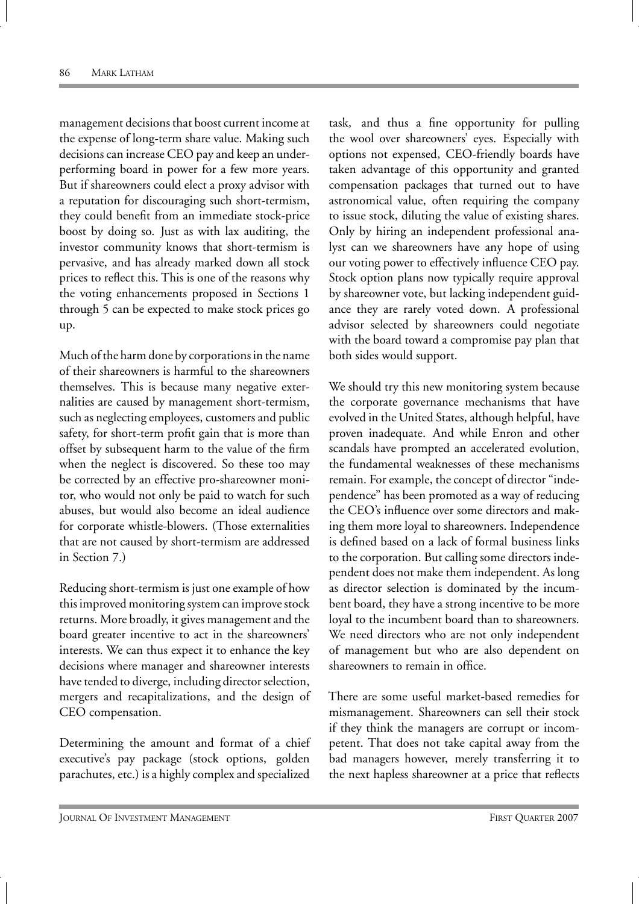management decisions that boost current income at the expense of long-term share value. Making such decisions can increase CEO pay and keep an underperforming board in power for a few more years. But if shareowners could elect a proxy advisor with a reputation for discouraging such short-termism, they could benefit from an immediate stock-price boost by doing so. Just as with lax auditing, the investor community knows that short-termism is pervasive, and has already marked down all stock prices to reflect this. This is one of the reasons why the voting enhancements proposed in Sections 1 through 5 can be expected to make stock prices go up.

Much of the harm done by corporations in the name of their shareowners is harmful to the shareowners themselves. This is because many negative externalities are caused by management short-termism, such as neglecting employees, customers and public safety, for short-term profit gain that is more than offset by subsequent harm to the value of the firm when the neglect is discovered. So these too may be corrected by an effective pro-shareowner monitor, who would not only be paid to watch for such abuses, but would also become an ideal audience for corporate whistle-blowers. (Those externalities that are not caused by short-termism are addressed in Section 7.)

Reducing short-termism is just one example of how this improved monitoring system can improve stock returns. More broadly, it gives management and the board greater incentive to act in the shareowners' interests. We can thus expect it to enhance the key decisions where manager and shareowner interests have tended to diverge, including director selection, mergers and recapitalizations, and the design of CEO compensation.

Determining the amount and format of a chief executive's pay package (stock options, golden parachutes, etc.) is a highly complex and specialized task, and thus a fine opportunity for pulling the wool over shareowners' eyes. Especially with options not expensed, CEO-friendly boards have taken advantage of this opportunity and granted compensation packages that turned out to have astronomical value, often requiring the company to issue stock, diluting the value of existing shares. Only by hiring an independent professional analyst can we shareowners have any hope of using our voting power to effectively influence CEO pay. Stock option plans now typically require approval by shareowner vote, but lacking independent guidance they are rarely voted down. A professional advisor selected by shareowners could negotiate with the board toward a compromise pay plan that both sides would support.

We should try this new monitoring system because the corporate governance mechanisms that have evolved in the United States, although helpful, have proven inadequate. And while Enron and other scandals have prompted an accelerated evolution, the fundamental weaknesses of these mechanisms remain. For example, the concept of director "independence" has been promoted as a way of reducing the CEO's influence over some directors and making them more loyal to shareowners. Independence is defined based on a lack of formal business links to the corporation. But calling some directors independent does not make them independent. As long as director selection is dominated by the incumbent board, they have a strong incentive to be more loyal to the incumbent board than to shareowners. We need directors who are not only independent of management but who are also dependent on shareowners to remain in office.

There are some useful market-based remedies for mismanagement. Shareowners can sell their stock if they think the managers are corrupt or incompetent. That does not take capital away from the bad managers however, merely transferring it to the next hapless shareowner at a price that reflects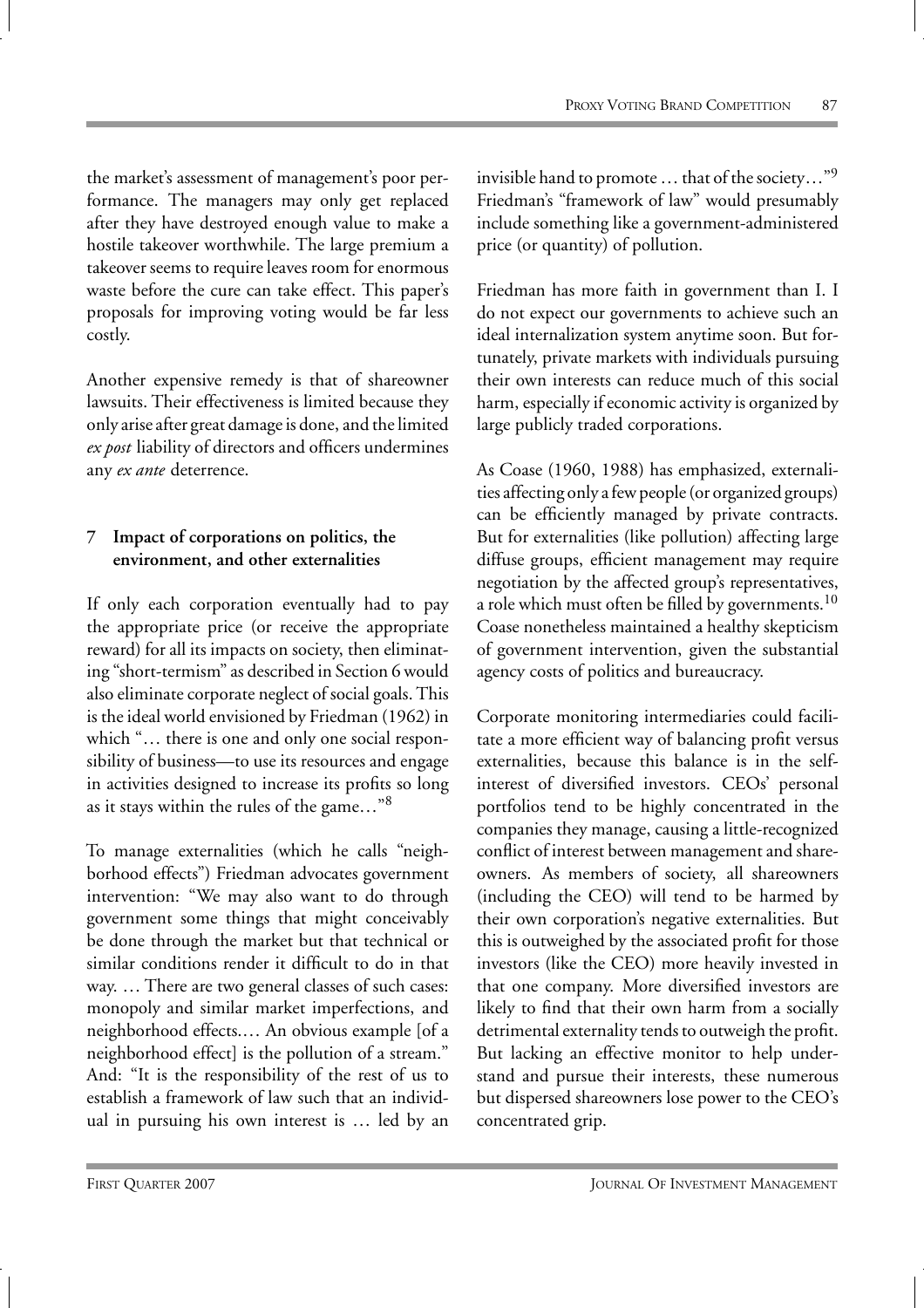the market's assessment of management's poor performance. The managers may only get replaced after they have destroyed enough value to make a hostile takeover worthwhile. The large premium a takeover seems to require leaves room for enormous waste before the cure can take effect. This paper's proposals for improving voting would be far less costly.

Another expensive remedy is that of shareowner lawsuits. Their effectiveness is limited because they only arise after great damage is done, and the limited *ex post* liability of directors and officers undermines any *ex ante* deterrence.

## 7 Impact of corporations on politics, the environment, and other externalities

If only each corporation eventually had to pay the appropriate price (or receive the appropriate reward) for all its impacts on society, then eliminating "short-termism" as described in Section 6 would also eliminate corporate neglect of social goals. This is the ideal world envisioned by Friedman (1962) in which "… there is one and only one social responsibility of business—to use its resources and engage in activities designed to increase its profits so long as it stays within the rules of the game…"[8]

To manage externalities (which he calls "neighborhood effects") Friedman advocates government intervention: "We may also want to do through government some things that might conceivably be done through the market but that technical or similar conditions render it difficult to do in that way. … There are two general classes of such cases: monopoly and similar market imperfections, and neighborhood effects.… An obvious example [of a neighborhood effect] is the pollution of a stream." And: "It is the responsibility of the rest of us to establish a framework of law such that an individual in pursuing his own interest is … led by an invisible hand to promote … that of the society…"[9] Friedman's "framework of law" would presumably include something like a government-administered price (or quantity) of pollution.

Friedman has more faith in government than I. I do not expect our governments to achieve such an ideal internalization system anytime soon. But fortunately, private markets with individuals pursuing their own interests can reduce much of this social harm, especially if economic activity is organized by large publicly traded corporations.

As Coase (1960, 1988) has emphasized, externalities affecting only a few people (or organized groups) can be efficiently managed by private contracts. But for externalities (like pollution) affecting large diffuse groups, efficient management may require negotiation by the affected group's representatives, a role which must often be filled by governments.[10] Coase nonetheless maintained a healthy skepticism of government intervention, given the substantial agency costs of politics and bureaucracy.

Corporate monitoring intermediaries could facilitate a more efficient way of balancing profit versus externalities, because this balance is in the self-interest of diversified investors. CEOs' personal portfolios tend to be highly concentrated in the companies they manage, causing a little-recognized conflict of interest between management and shareowners. As members of society, all shareowners (including the CEO) will tend to be harmed by their own corporation's negative externalities. But this is outweighed by the associated profit for those investors (like the CEO) more heavily invested in that one company. More diversified investors are likely to find that their own harm from a socially detrimental externality tends to outweigh the profit. But lacking an effective monitor to help understand and pursue their interests, these numerous but dispersed shareowners lose power to the CEO's concentrated grip.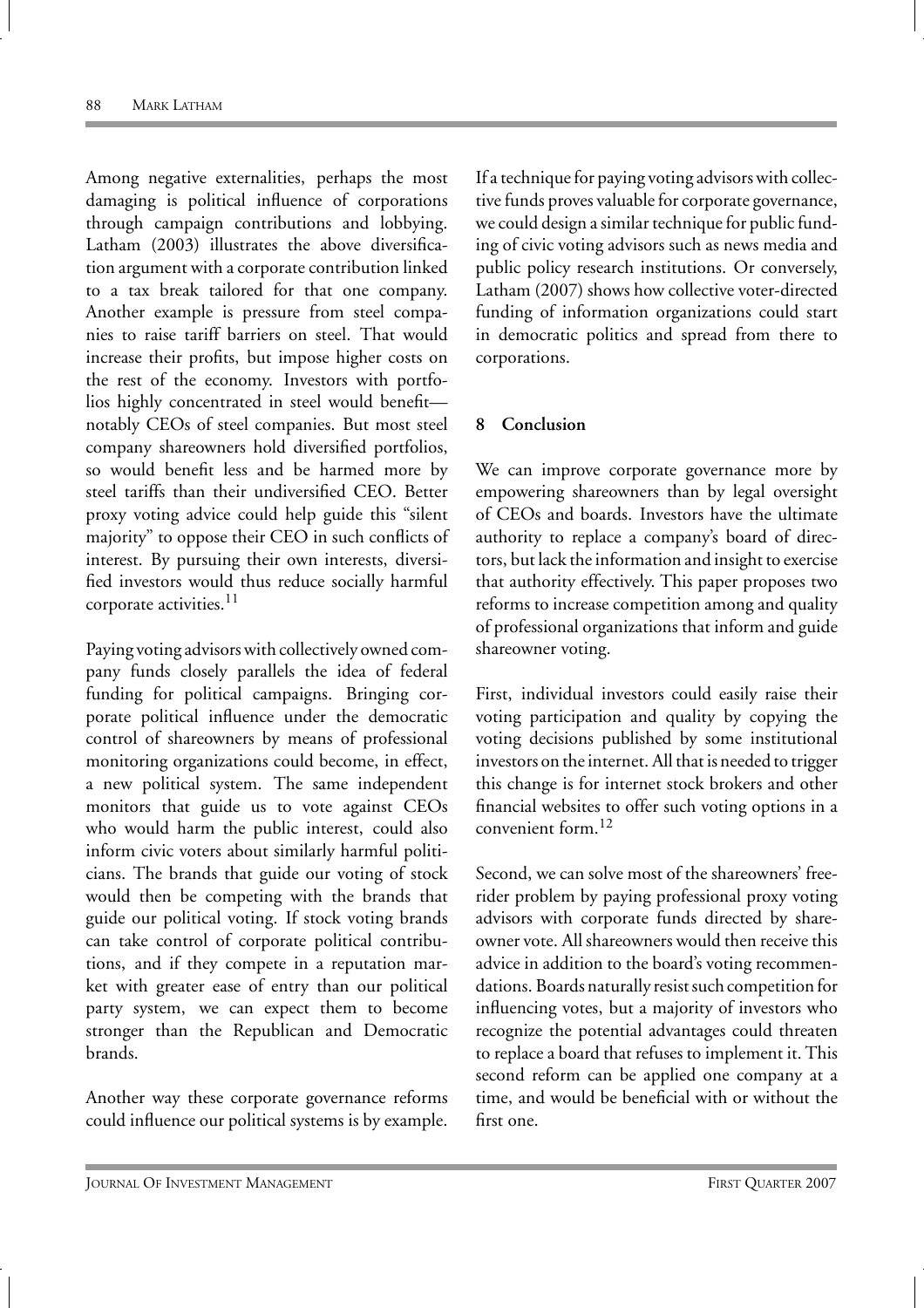Among negative externalities, perhaps the most damaging is political influence of corporations through campaign contributions and lobbying. Latham (2003) illustrates the above diversification argument with a corporate contribution linked to a tax break tailored for that one company. Another example is pressure from steel companies to raise tariff barriers on steel. That would increase their profits, but impose higher costs on the rest of the economy. Investors with portfolios highly concentrated in steel would benefit—notably CEOs of steel companies. But most steel company shareowners hold diversified portfolios, so would benefit less and be harmed more by steel tariffs than their undiversified CEO. Better proxy voting advice could help guide this "silent majority" to oppose their CEO in such conflicts of interest. By pursuing their own interests, diversified investors would thus reduce socially harmful corporate activities.[11]

Paying voting advisors with collectively owned company funds closely parallels the idea of federal funding for political campaigns. Bringing corporate political influence under the democratic control of shareowners by means of professional monitoring organizations could become, in effect, a new political system. The same independent monitors that guide us to vote against CEOs who would harm the public interest, could also inform civic voters about similarly harmful politicians. The brands that guide our voting of stock would then be competing with the brands that guide our political voting. If stock voting brands can take control of corporate political contributions, and if they compete in a reputation market with greater ease of entry than our political party system, we can expect them to become stronger than the Republican and Democratic brands.

Another way these corporate governance reforms could influence our political systems is by example. If a technique for paying voting advisors with collective funds proves valuable for corporate governance, we could design a similar technique for public funding of civic voting advisors such as news media and public policy research institutions. Or conversely, Latham (2007) shows how collective voter-directed funding of information organizations could start in democratic politics and spread from there to corporations.

## 8 Conclusion

We can improve corporate governance more by empowering shareowners than by legal oversight of CEOs and boards. Investors have the ultimate authority to replace a company's board of directors, but lack the information and insight to exercise that authority effectively. This paper proposes two reforms to increase competition among and quality of professional organizations that inform and guide shareowner voting.

First, individual investors could easily raise their voting participation and quality by copying the voting decisions published by some institutional investors on the internet. All that is needed to trigger this change is for internet stock brokers and other financial websites to offer such voting options in a convenient form.[12]

Second, we can solve most of the shareowners' free-rider problem by paying professional proxy voting advisors with corporate funds directed by shareowner vote. All shareowners would then receive this advice in addition to the board's voting recommendations. Boards naturally resist such competition for influencing votes, but a majority of investors who recognize the potential advantages could threaten to replace a board that refuses to implement it. This second reform can be applied one company at a time, and would be beneficial with or without the first one.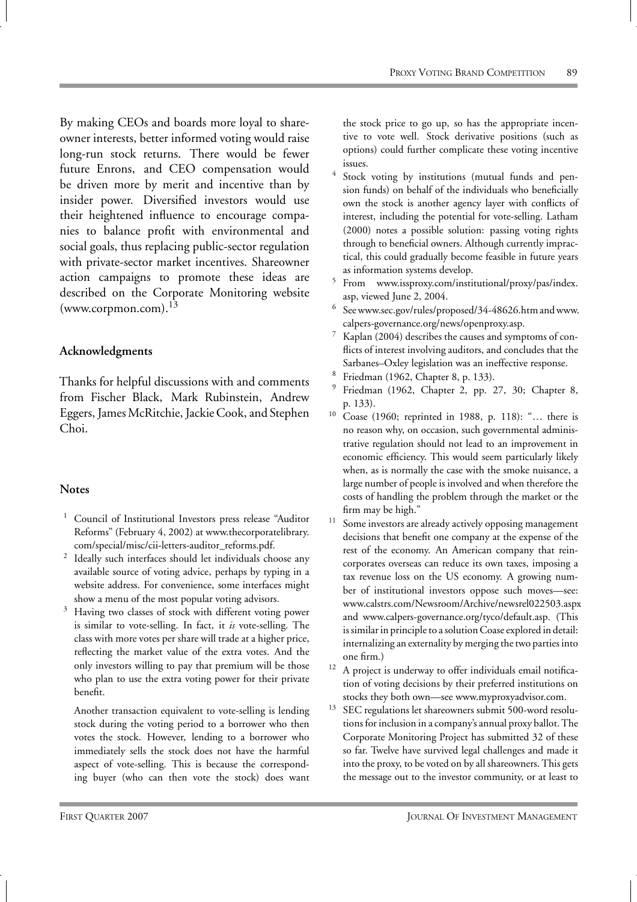By making CEOs and boards more loyal to shareowner interests, better informed voting would raise long-run stock returns. There would be fewer future Enrons, and CEO compensation would be driven more by merit and incentive than by insider power. Diversified investors would use their heightened influence to encourage companies to balance profit with environmental and social goals, thus replacing public-sector regulation with private-sector market incentives. Shareowner action campaigns to promote these ideas are described on the Corporate Monitoring website (www.corpmon.com).[13]

## Acknowledgments

Thanks for helpful discussions with and comments from Fischer Black, Mark Rubinstein, Andrew Eggers, James McRitchie, Jackie Cook, and Stephen Choi.

## Notes

1. Council of Institutional Investors press release "Auditor Reforms" (February 4, 2002) at www.thecorporatelibrary.com/special/misc/cii-letters-auditor_reforms.pdf.
2. Ideally such interfaces should let individuals choose any available source of voting advice, perhaps by typing in a website address. For convenience, some interfaces might show a menu of the most popular voting advisors.
3. Having two classes of stock with different voting power is similar to vote-selling. In fact, it *is* vote-selling. The class with more votes per share will trade at a higher price, reflecting the market value of the extra votes. And the only investors willing to pay that premium will be those who plan to use the extra voting power for their private benefit.

   Another transaction equivalent to vote-selling is lending stock during the voting period to a borrower who then votes the stock. However, lending to a borrower who immediately sells the stock does not have the harmful aspect of vote-selling. This is because the corresponding buyer (who can then vote the stock) does want the stock price to go up, so has the appropriate incentive to vote well. Stock derivative positions (such as options) could further complicate these voting incentive issues.
4. Stock voting by institutions (mutual funds and pension funds) on behalf of the individuals who beneficially own the stock is another agency layer with conflicts of interest, including the potential for vote-selling. Latham (2000) notes a possible solution: passing voting rights through to beneficial owners. Although currently impractical, this could gradually become feasible in future years as information systems develop.
5. From www.issproxy.com/institutional/proxy/pas/index.asp, viewed June 2, 2004.
6. See www.sec.gov/rules/proposed/34-48626.htm and www.calpers-governance.org/news/openproxy.asp.
7. Kaplan (2004) describes the causes and symptoms of conflicts of interest involving auditors, and concludes that the Sarbanes–Oxley legislation was an ineffective response.
8. Friedman (1962, Chapter 8, p. 133).
9. Friedman (1962, Chapter 2, pp. 27, 30; Chapter 8, p. 133).
10. Coase (1960; reprinted in 1988, p. 118): "… there is no reason why, on occasion, such governmental administrative regulation should not lead to an improvement in economic efficiency. This would seem particularly likely when, as is normally the case with the smoke nuisance, a large number of people is involved and when therefore the costs of handling the problem through the market or the firm may be high."
11. Some investors are already actively opposing management decisions that benefit one company at the expense of the rest of the economy. An American company that reincorporates overseas can reduce its own taxes, imposing a tax revenue loss on the US economy. A growing number of institutional investors oppose such moves—see: www.calstrs.com/Newsroom/Archive/newsrel022503.aspx and www.calpers-governance.org/tyco/default.asp. (This is similar in principle to a solution Coase explored in detail: internalizing an externality by merging the two parties into one firm.)
12. A project is underway to offer individuals email notification of voting decisions by their preferred institutions on stocks they both own—see www.myproxyadvisor.com.
13. SEC regulations let shareowners submit 500-word resolutions for inclusion in a company's annual proxy ballot. The Corporate Monitoring Project has submitted 32 of these so far. Twelve have survived legal challenges and made it into the proxy, to be voted on by all shareowners. This gets the message out to the investor community, or at least to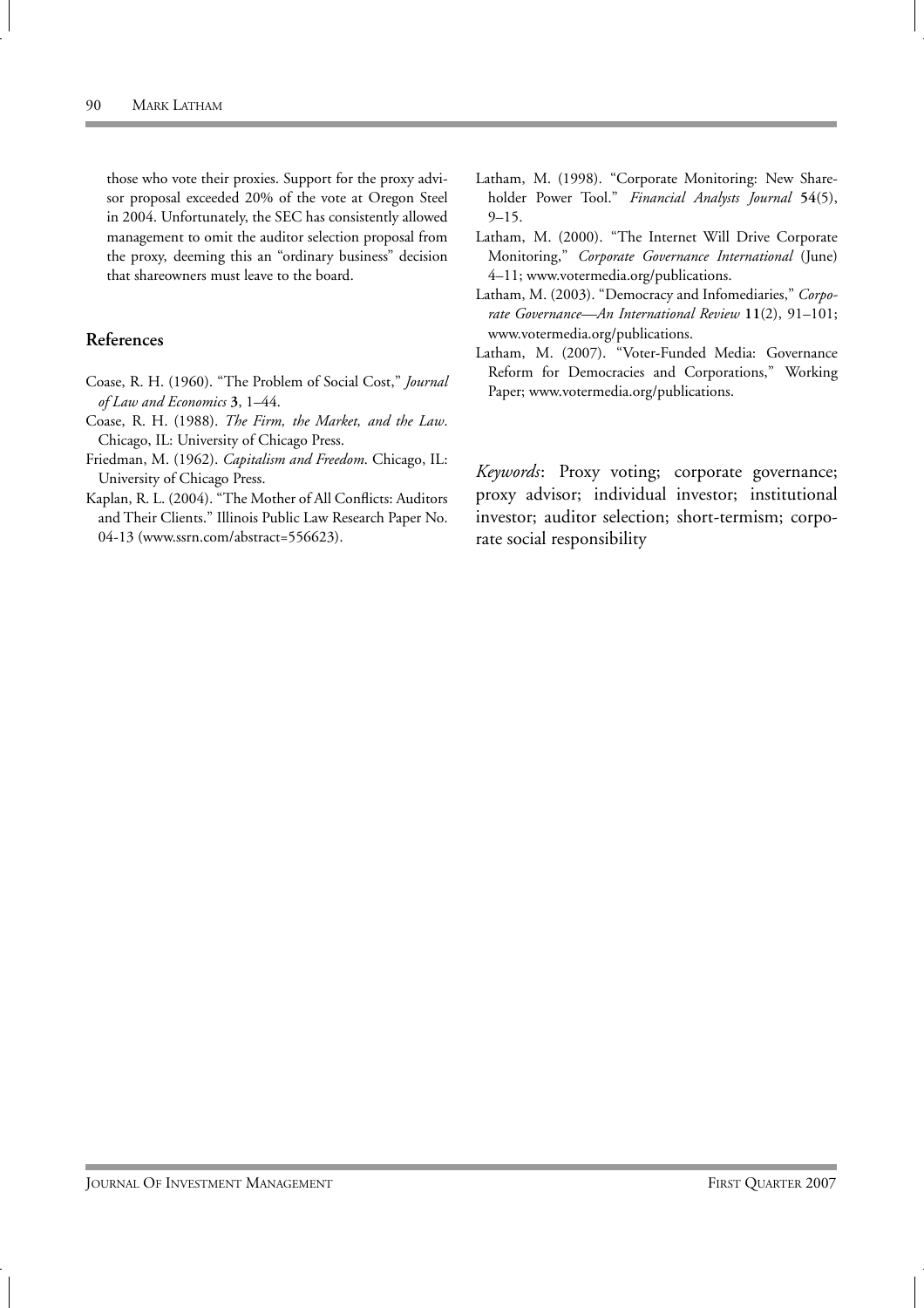those who vote their proxies. Support for the proxy advisor proposal exceeded 20% of the vote at Oregon Steel in 2004. Unfortunately, the SEC has consistently allowed management to omit the auditor selection proposal from the proxy, deeming this an "ordinary business" decision that shareowners must leave to the board.

## References

Coase, R. H. (1960). "The Problem of Social Cost," *Journal of Law and Economics* **3**, 1–44.

Coase, R. H. (1988). *The Firm, the Market, and the Law*. Chicago, IL: University of Chicago Press.

Friedman, M. (1962). *Capitalism and Freedom*. Chicago, IL: University of Chicago Press.

Kaplan, R. L. (2004). "The Mother of All Conflicts: Auditors and Their Clients." Illinois Public Law Research Paper No. 04-13 (www.ssrn.com/abstract=556623).

Latham, M. (1998). "Corporate Monitoring: New Shareholder Power Tool." *Financial Analysts Journal* **54**(5), 9–15.

Latham, M. (2000). "The Internet Will Drive Corporate Monitoring," *Corporate Governance International* (June) 4–11; www.votermedia.org/publications.

Latham, M. (2003). "Democracy and Infomediaries," *Corporate Governance—An International Review* **11**(2), 91–101; www.votermedia.org/publications.

Latham, M. (2007). "Voter-Funded Media: Governance Reform for Democracies and Corporations," Working Paper; www.votermedia.org/publications.

*Keywords*: Proxy voting; corporate governance; proxy advisor; individual investor; institutional investor; auditor selection; short-termism; corporate social responsibility